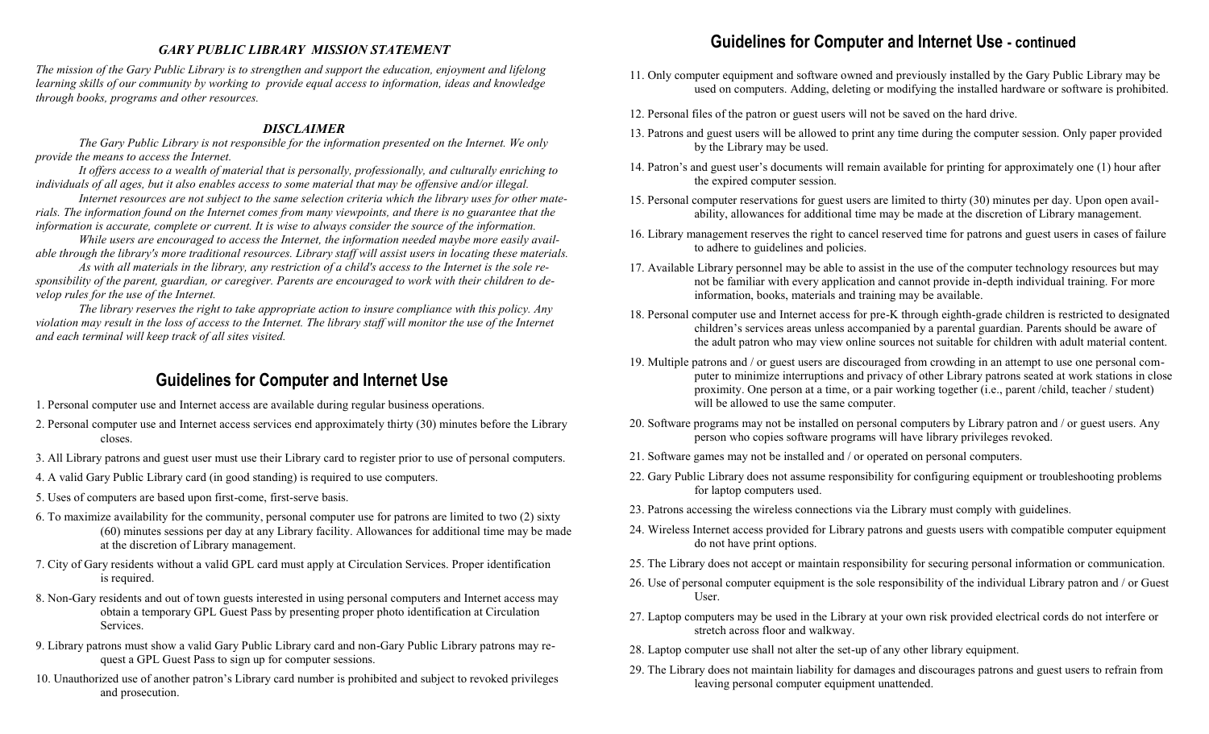### *GARY PUBLIC LIBRARY MISSION STATEMENT*

*The mission of the Gary Public Library is to strengthen and support the education, enjoyment and lifelong learning skills of our community by working to provide equal access to information, ideas and knowledge through books, programs and other resources.*

### *DISCLAIMER*

*The Gary Public Library is not responsible for the information presented on the Internet. We only provide the means to access the Internet.*

*It offers access to a wealth of material that is personally, professionally, and culturally enriching to individuals of all ages, but it also enables access to some material that may be offensive and/or illegal.*

*Internet resources are not subject to the same selection criteria which the library uses for other materials. The information found on the Internet comes from many viewpoints, and there is no guarantee that the information is accurate, complete or current. It is wise to always consider the source of the information.*

*While users are encouraged to access the Internet, the information needed maybe more easily available through the library's more traditional resources. Library staff will assist users in locating these materials.*

*As with all materials in the library, any restriction of a child's access to the Internet is the sole responsibility of the parent, guardian, or caregiver. Parents are encouraged to work with their children to develop rules for the use of the Internet.*

*The library reserves the right to take appropriate action to insure compliance with this policy. Any violation may result in the loss of access to the Internet. The library staff will monitor the use of the Internet and each terminal will keep track of all sites visited.*

## Guidelines for Computer and Internet Use

1. Personal computer use and Internet access are available during regular business operations.
2. Personal computer use and Internet access services end approximately thirty (30) minutes before the Library closes.
3. All Library patrons and guest user must use their Library card to register prior to use of personal computers.
4. A valid Gary Public Library card (in good standing) is required to use computers.
5. Uses of computers are based upon first-come, first-serve basis.
6. To maximize availability for the community, personal computer use for patrons are limited to two (2) sixty (60) minutes sessions per day at any Library facility. Allowances for additional time may be made at the discretion of Library management.
7. City of Gary residents without a valid GPL card must apply at Circulation Services. Proper identification is required.
8. Non-Gary residents and out of town guests interested in using personal computers and Internet access may obtain a temporary GPL Guest Pass by presenting proper photo identification at Circulation Services.
9. Library patrons must show a valid Gary Public Library card and non-Gary Public Library patrons may request a GPL Guest Pass to sign up for computer sessions.
10. Unauthorized use of another patron's Library card number is prohibited and subject to revoked privileges and prosecution.

## Guidelines for Computer and Internet Use - continued

11. Only computer equipment and software owned and previously installed by the Gary Public Library may be used on computers. Adding, deleting or modifying the installed hardware or software is prohibited.
12. Personal files of the patron or guest users will not be saved on the hard drive.
13. Patrons and guest users will be allowed to print any time during the computer session. Only paper provided by the Library may be used.
14. Patron's and guest user's documents will remain available for printing for approximately one (1) hour after the expired computer session.
15. Personal computer reservations for guest users are limited to thirty (30) minutes per day. Upon open availability, allowances for additional time may be made at the discretion of Library management.
16. Library management reserves the right to cancel reserved time for patrons and guest users in cases of failure to adhere to guidelines and policies.
17. Available Library personnel may be able to assist in the use of the computer technology resources but may not be familiar with every application and cannot provide in-depth individual training. For more information, books, materials and training may be available.
18. Personal computer use and Internet access for pre-K through eighth-grade children is restricted to designated children's services areas unless accompanied by a parental guardian. Parents should be aware of the adult patron who may view online sources not suitable for children with adult material content.
19. Multiple patrons and / or guest users are discouraged from crowding in an attempt to use one personal computer to minimize interruptions and privacy of other Library patrons seated at work stations in close proximity. One person at a time, or a pair working together (i.e., parent /child, teacher / student) will be allowed to use the same computer.
20. Software programs may not be installed on personal computers by Library patron and / or guest users. Any person who copies software programs will have library privileges revoked.
21. Software games may not be installed and / or operated on personal computers.
22. Gary Public Library does not assume responsibility for configuring equipment or troubleshooting problems for laptop computers used.
23. Patrons accessing the wireless connections via the Library must comply with guidelines.
24. Wireless Internet access provided for Library patrons and guests users with compatible computer equipment do not have print options.
25. The Library does not accept or maintain responsibility for securing personal information or communication.
26. Use of personal computer equipment is the sole responsibility of the individual Library patron and / or Guest User.
27. Laptop computers may be used in the Library at your own risk provided electrical cords do not interfere or stretch across floor and walkway.
28. Laptop computer use shall not alter the set-up of any other library equipment.
29. The Library does not maintain liability for damages and discourages patrons and guest users to refrain from leaving personal computer equipment unattended.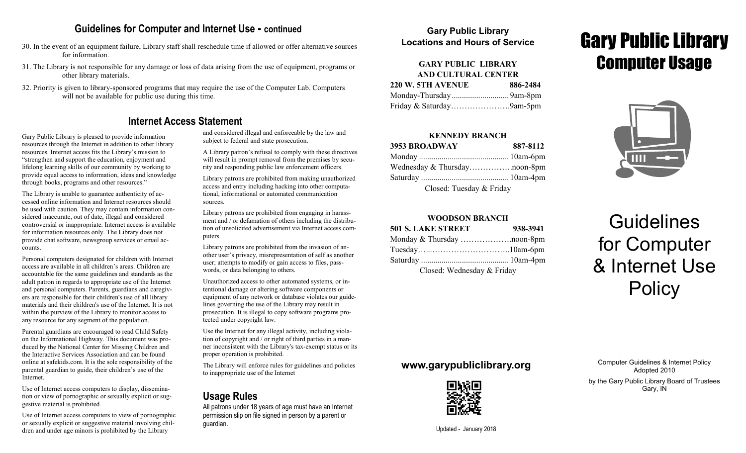## Guidelines for Computer and Internet Use - continued

30. In the event of an equipment failure, Library staff shall reschedule time if allowed or offer alternative sources for information.

31. The Library is not responsible for any damage or loss of data arising from the use of equipment, programs or other library materials.

32. Priority is given to library-sponsored programs that may require the use of the Computer Lab. Computers will not be available for public use during this time.

## Internet Access Statement

Gary Public Library is pleased to provide information resources through the Internet in addition to other library resources. Internet access fits the Library's mission to "strengthen and support the education, enjoyment and lifelong learning skills of our community by working to provide equal access to information, ideas and knowledge through books, programs and other resources."

The Library is unable to guarantee authenticity of accessed online information and Internet resources should be used with caution. They may contain information considered inaccurate, out of date, illegal and considered controversial or inappropriate. Internet access is available for information resources only. The Library does not provide chat software, newsgroup services or email accounts.

Personal computers designated for children with Internet access are available in all children's areas. Children are accountable for the same guidelines and standards as the adult patron in regards to appropriate use of the Internet and personal computers. Parents, guardians and caregivers are responsible for their children's use of all library materials and their children's use of the Internet. It is not within the purview of the Library to monitor access to any resource for any segment of the population.

Parental guardians are encouraged to read Child Safety on the Informational Highway. This document was produced by the National Center for Missing Children and the Interactive Services Association and can be found online at safekids.com. It is the sole responsibility of the parental guardian to guide, their children's use of the Internet.

Use of Internet access computers to display, dissemination or view of pornographic or sexually explicit or suggestive material is prohibited.

Use of Internet access computers to view of pornographic or sexually explicit or suggestive material involving children and under age minors is prohibited by the Library and considered illegal and enforceable by the law and subject to federal and state prosecution.

A Library patron's refusal to comply with these directives will result in prompt removal from the premises by security and responding public law enforcement officers.

Library patrons are prohibited from making unauthorized access and entry including hacking into other computational, informational or automated communication sources.

Library patrons are prohibited from engaging in harassment and / or defamation of others including the distribution of unsolicited advertisement via Internet access computers.

Library patrons are prohibited from the invasion of another user's privacy, misrepresentation of self as another user; attempts to modify or gain access to files, passwords, or data belonging to others.

Unauthorized access to other automated systems, or intentional damage or altering software components or equipment of any network or database violates our guidelines governing the use of the Library may result in prosecution. It is illegal to copy software programs protected under copyright law.

Use the Internet for any illegal activity, including violation of copyright and / or right of third parties in a manner inconsistent with the Library's tax-exempt status or its proper operation is prohibited.

The Library will enforce rules for guidelines and policies to inappropriate use of the Internet

## Usage Rules

All patrons under 18 years of age must have an Internet permission slip on file signed in person by a parent or guardian.

**Gary Public Library**
**Locations and Hours of Service**

**GARY PUBLIC LIBRARY AND CULTURAL CENTER**
**220 W. 5TH AVENUE 886-2484**
Monday-Thursday............................ 9am-8pm
Friday & Saturday…………………9am-5pm

**KENNEDY BRANCH**
**3953 BROADWAY 887-8112**
Monday ............................................ 10am-6pm
Wednesday & Thursday…………….noon-8pm
Saturday ........................................... 10am-4pm
Closed: Tuesday & Friday

**WOODSON BRANCH**
**501 S. LAKE STREET 938-3941**
Monday & Thursday ……………….noon-8pm
Tuesday…..………………………..10am-6pm
Saturday ........................................... 10am-4pm
Closed: Wednesday & Friday

**www.garypubliclibrary.org**

Updated - January 2018

# Gary Public Library
## Computer Usage

# Guidelines for Computer & Internet Use Policy

Computer Guidelines & Internet Policy
Adopted 2010

by the Gary Public Library Board of Trustees
Gary, IN